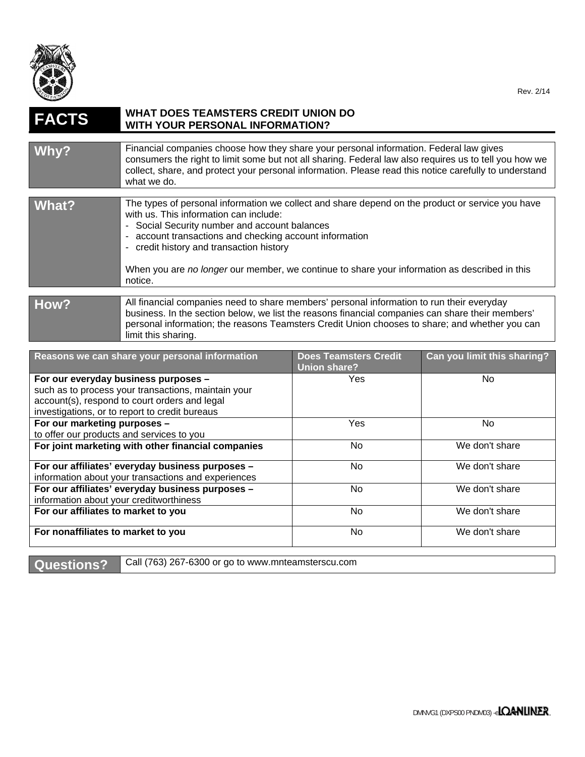Rev. 2/14

# FACTS — WHAT DOES TEAMSTERS CREDIT UNION DO WITH YOUR PERSONAL INFORMATION?

| | |
|---|---|
| **Why?** | Financial companies choose how they share your personal information. Federal law gives consumers the right to limit some but not all sharing. Federal law also requires us to tell you how we collect, share, and protect your personal information. Please read this notice carefully to understand what we do. |

| | |
|---|---|
| **What?** | The types of personal information we collect and share depend on the product or service you have with us. This information can include:<br>- Social Security number and account balances<br>- account transactions and checking account information<br>- credit history and transaction history<br><br>When you are *no longer* our member, we continue to share your information as described in this notice. |

| | |
|---|---|
| **How?** | All financial companies need to share members' personal information to run their everyday business. In the section below, we list the reasons financial companies can share their members' personal information; the reasons Teamsters Credit Union chooses to share; and whether you can limit this sharing. |

| Reasons we can share your personal information | Does Teamsters Credit Union share? | Can you limit this sharing? |
|---|---|---|
| **For our everyday business purposes –** such as to process your transactions, maintain your account(s), respond to court orders and legal investigations, or to report to credit bureaus | Yes | No |
| **For our marketing purposes –** to offer our products and services to you | Yes | No |
| **For joint marketing with other financial companies** | No | We don't share |
| **For our affiliates' everyday business purposes –** information about your transactions and experiences | No | We don't share |
| **For our affiliates' everyday business purposes –** information about your creditworthiness | No | We don't share |
| **For our affiliates to market to you** | No | We don't share |
| **For nonaffiliates to market to you** | No | We don't share |

| | |
|---|---|
| **Questions?** | Call (763) 267-6300 or go to www.mnteamsterscu.com |

DMNVG1 (DXPS00 PNDM03) -e LOANLINER.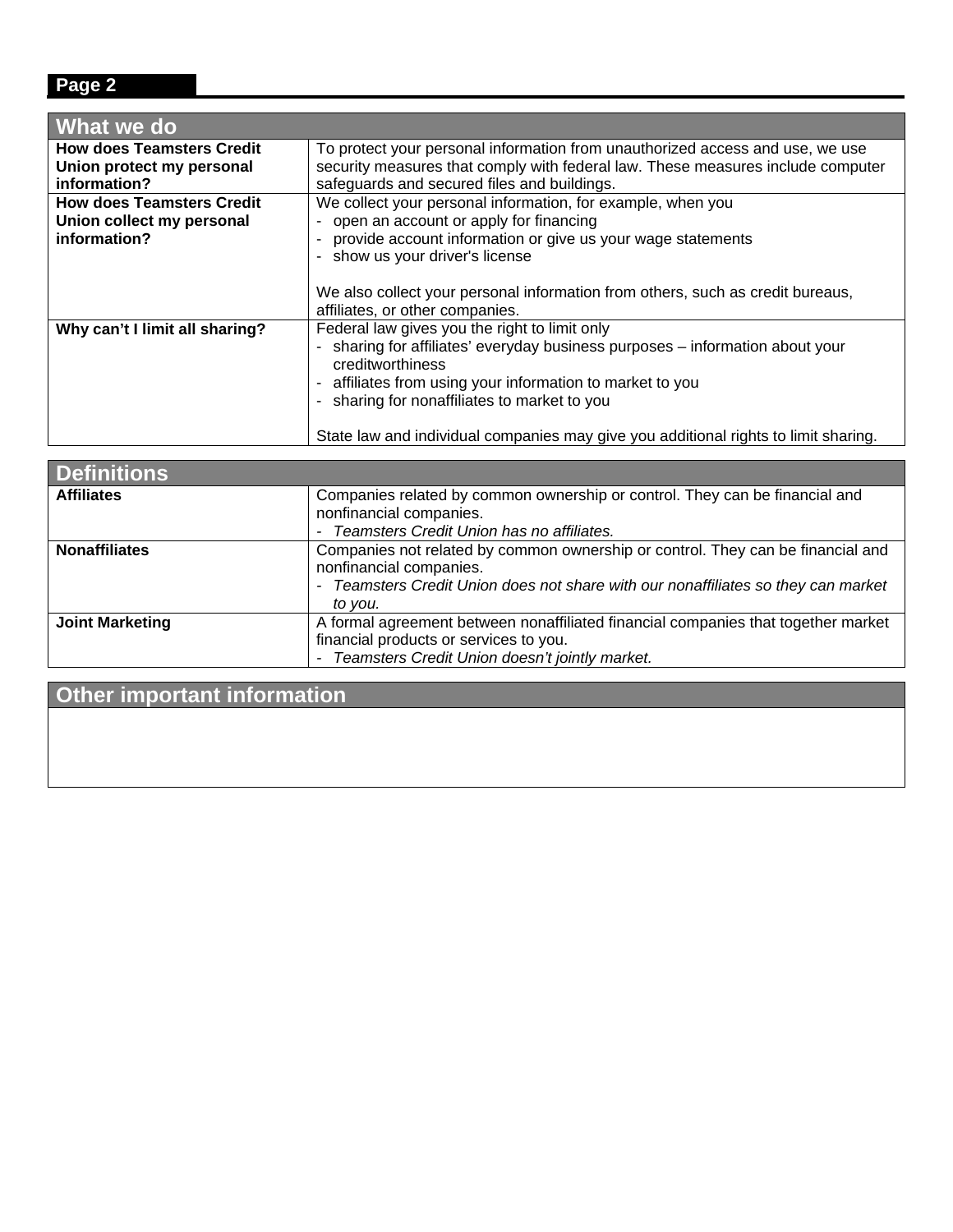| What we do | |
|---|---|
| **How does Teamsters Credit Union protect my personal information?** | To protect your personal information from unauthorized access and use, we use security measures that comply with federal law. These measures include computer safeguards and secured files and buildings. |
| **How does Teamsters Credit Union collect my personal information?** | We collect your personal information, for example, when you<br>- open an account or apply for financing<br>- provide account information or give us your wage statements<br>- show us your driver's license<br><br>We also collect your personal information from others, such as credit bureaus, affiliates, or other companies. |
| **Why can't I limit all sharing?** | Federal law gives you the right to limit only<br>- sharing for affiliates' everyday business purposes – information about your creditworthiness<br>- affiliates from using your information to market to you<br>- sharing for nonaffiliates to market to you<br><br>State law and individual companies may give you additional rights to limit sharing. |

| Definitions | |
|---|---|
| **Affiliates** | Companies related by common ownership or control. They can be financial and nonfinancial companies.<br>- *Teamsters Credit Union has no affiliates.* |
| **Nonaffiliates** | Companies not related by common ownership or control. They can be financial and nonfinancial companies.<br>- *Teamsters Credit Union does not share with our nonaffiliates so they can market to you.* |
| **Joint Marketing** | A formal agreement between nonaffiliated financial companies that together market financial products or services to you.<br>- *Teamsters Credit Union doesn't jointly market.* |

| Other important information |
|---|
| |